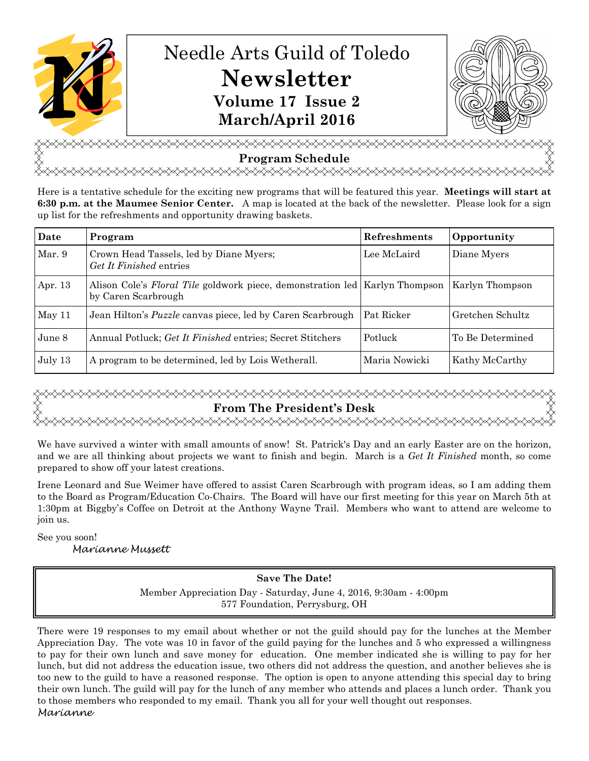# Needle Arts Guild of Toledo

# Newsletter

## Volume 17 Issue 2

## March/April 2016

## Program Schedule

Here is a tentative schedule for the exciting new programs that will be featured this year. **Meetings will start at 6:30 p.m. at the Maumee Senior Center.** A map is located at the back of the newsletter. Please look for a sign up list for the refreshments and opportunity drawing baskets.

| Date | Program | Refreshments | Opportunity |
|---|---|---|---|
| Mar. 9 | Crown Head Tassels, led by Diane Myers; *Get It Finished* entries | Lee McLaird | Diane Myers |
| Apr. 13 | Alison Cole's *Floral Tile* goldwork piece, demonstration led by Caren Scarbrough | Karlyn Thompson | Karlyn Thompson |
| May 11 | Jean Hilton's *Puzzle* canvas piece, led by Caren Scarbrough | Pat Ricker | Gretchen Schultz |
| June 8 | Annual Potluck; *Get It Finished* entries; Secret Stitchers | Potluck | To Be Determined |
| July 13 | A program to be determined, led by Lois Wetherall. | Maria Nowicki | Kathy McCarthy |

## From The President's Desk

We have survived a winter with small amounts of snow! St. Patrick's Day and an early Easter are on the horizon, and we are all thinking about projects we want to finish and begin. March is a *Get It Finished* month, so come prepared to show off your latest creations.

Irene Leonard and Sue Weimer have offered to assist Caren Scarbrough with program ideas, so I am adding them to the Board as Program/Education Co-Chairs. The Board will have our first meeting for this year on March 5th at 1:30pm at Biggby's Coffee on Detroit at the Anthony Wayne Trail. Members who want to attend are welcome to join us.

See you soon!

*Marianne Mussett*

**Save The Date!**

Member Appreciation Day - Saturday, June 4, 2016, 9:30am - 4:00pm
577 Foundation, Perrysburg, OH

There were 19 responses to my email about whether or not the guild should pay for the lunches at the Member Appreciation Day. The vote was 10 in favor of the guild paying for the lunches and 5 who expressed a willingness to pay for their own lunch and save money for education. One member indicated she is willing to pay for her lunch, but did not address the education issue, two others did not address the question, and another believes she is too new to the guild to have a reasoned response. The option is open to anyone attending this special day to bring their own lunch. The guild will pay for the lunch of any member who attends and places a lunch order. Thank you to those members who responded to my email. Thank you all for your well thought out responses.

*Marianne*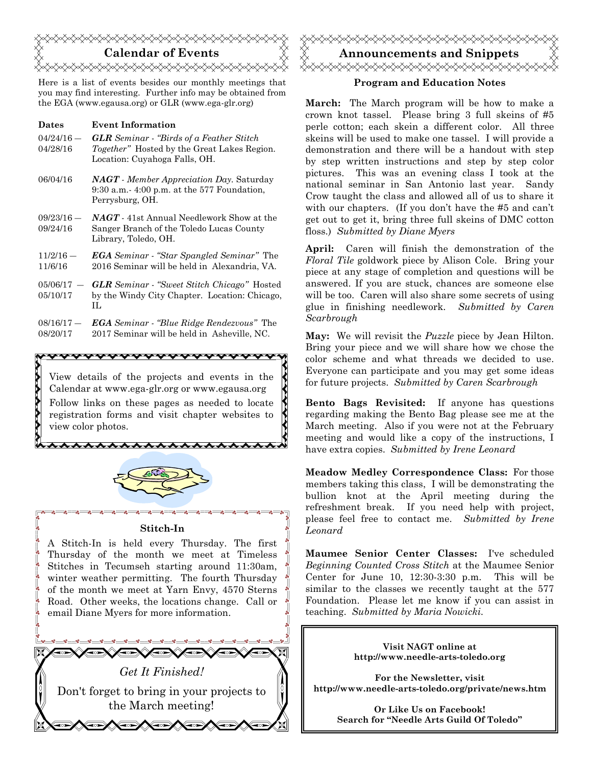## Calendar of Events

Here is a list of events besides our monthly meetings that you may find interesting. Further info may be obtained from the EGA (www.egausa.org) or GLR (www.ega-glr.org)

| Dates | Event Information |
|---|---|
| 04/24/16 — 04/28/16 | ***GLR** Seminar - "Birds of a Feather Stitch Together"* Hosted by the Great Lakes Region. Location: Cuyahoga Falls, OH. |
| 06/04/16 | ***NAGT** - Member Appreciation Day.* Saturday 9:30 a.m.- 4:00 p.m. at the 577 Foundation, Perrysburg, OH. |
| 09/23/16 — 09/24/16 | ***NAGT*** - 41st Annual Needlework Show at the Sanger Branch of the Toledo Lucas County Library, Toledo, OH. |
| 11/2/16 — 11/6/16 | ***EGA** Seminar - "Star Spangled Seminar"* The 2016 Seminar will be held in Alexandria, VA. |
| 05/06/17 — 05/10/17 | ***GLR** Seminar - "Sweet Stitch Chicago"* Hosted by the Windy City Chapter. Location: Chicago, IL |
| 08/16/17 — 08/20/17 | ***EGA** Seminar - "Blue Ridge Rendezvous"* The 2017 Seminar will be held in Asheville, NC. |

View details of the projects and events in the Calendar at www.ega-glr.org or www.egausa.org

Follow links on these pages as needed to locate registration forms and visit chapter websites to view color photos.

### Stitch-In

A Stitch-In is held every Thursday. The first Thursday of the month we meet at Timeless Stitches in Tecumseh starting around 11:30am, winter weather permitting. The fourth Thursday of the month we meet at Yarn Envy, 4570 Sterns Road. Other weeks, the locations change. Call or email Diane Myers for more information.

*Get It Finished!*

Don't forget to bring in your projects to the March meeting!

## Announcements and Snippets

### Program and Education Notes

**March:** The March program will be how to make a crown knot tassel. Please bring 3 full skeins of #5 perle cotton; each skein a different color. All three skeins will be used to make one tassel. I will provide a demonstration and there will be a handout with step by step written instructions and step by step color pictures. This was an evening class I took at the national seminar in San Antonio last year. Sandy Crow taught the class and allowed all of us to share it with our chapters. (If you don't have the #5 and can't get out to get it, bring three full skeins of DMC cotton floss.) *Submitted by Diane Myers*

**April:** Caren will finish the demonstration of the *Floral Tile* goldwork piece by Alison Cole. Bring your piece at any stage of completion and questions will be answered. If you are stuck, chances are someone else will be too. Caren will also share some secrets of using glue in finishing needlework. *Submitted by Caren Scarbrough*

**May:** We will revisit the *Puzzle* piece by Jean Hilton. Bring your piece and we will share how we chose the color scheme and what threads we decided to use. Everyone can participate and you may get some ideas for future projects. *Submitted by Caren Scarbrough*

**Bento Bags Revisited:** If anyone has questions regarding making the Bento Bag please see me at the March meeting. Also if you were not at the February meeting and would like a copy of the instructions, I have extra copies. *Submitted by Irene Leonard*

**Meadow Medley Correspondence Class:** For those members taking this class, I will be demonstrating the bullion knot at the April meeting during the refreshment break. If you need help with project, please feel free to contact me. *Submitted by Irene Leonard*

**Maumee Senior Center Classes:** I've scheduled *Beginning Counted Cross Stitch* at the Maumee Senior Center for June 10, 12:30-3:30 p.m. This will be similar to the classes we recently taught at the 577 Foundation. Please let me know if you can assist in teaching. *Submitted by Maria Nowicki.*

**Visit NAGT online at**
**http://www.needle-arts-toledo.org**

**For the Newsletter, visit**
**http://www.needle-arts-toledo.org/private/news.htm**

**Or Like Us on Facebook!**
**Search for "Needle Arts Guild Of Toledo"**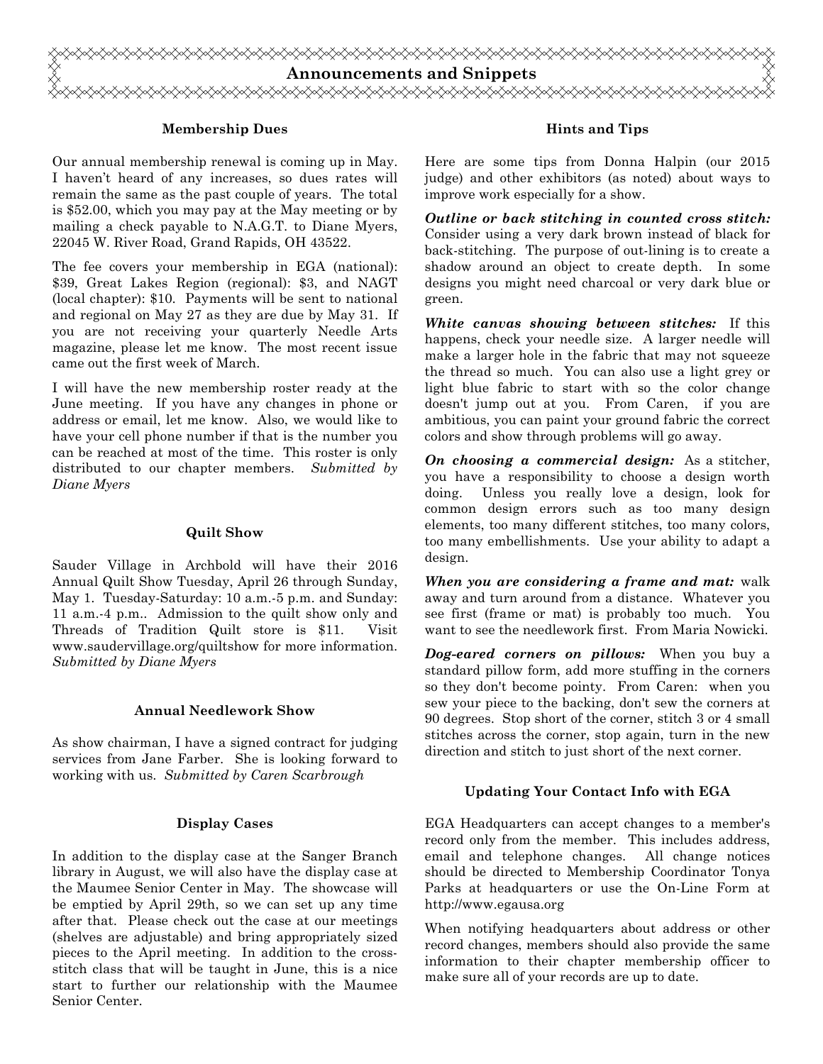# Announcements and Snippets

### Membership Dues

Our annual membership renewal is coming up in May. I haven't heard of any increases, so dues rates will remain the same as the past couple of years. The total is $52.00, which you may pay at the May meeting or by mailing a check payable to N.A.G.T. to Diane Myers, 22045 W. River Road, Grand Rapids, OH 43522.

The fee covers your membership in EGA (national): $39, Great Lakes Region (regional): $3, and NAGT (local chapter): $10. Payments will be sent to national and regional on May 27 as they are due by May 31. If you are not receiving your quarterly Needle Arts magazine, please let me know. The most recent issue came out the first week of March.

I will have the new membership roster ready at the June meeting. If you have any changes in phone or address or email, let me know. Also, we would like to have your cell phone number if that is the number you can be reached at most of the time. This roster is only distributed to our chapter members. *Submitted by Diane Myers*

### Quilt Show

Sauder Village in Archbold will have their 2016 Annual Quilt Show Tuesday, April 26 through Sunday, May 1. Tuesday-Saturday: 10 a.m.-5 p.m. and Sunday: 11 a.m.-4 p.m.. Admission to the quilt show only and Threads of Tradition Quilt store is $11. Visit www.saudervillage.org/quiltshow for more information. *Submitted by Diane Myers*

### Annual Needlework Show

As show chairman, I have a signed contract for judging services from Jane Farber. She is looking forward to working with us. *Submitted by Caren Scarbrough*

### Display Cases

In addition to the display case at the Sanger Branch library in August, we will also have the display case at the Maumee Senior Center in May. The showcase will be emptied by April 29th, so we can set up any time after that. Please check out the case at our meetings (shelves are adjustable) and bring appropriately sized pieces to the April meeting. In addition to the cross-stitch class that will be taught in June, this is a nice start to further our relationship with the Maumee Senior Center.

### Hints and Tips

Here are some tips from Donna Halpin (our 2015 judge) and other exhibitors (as noted) about ways to improve work especially for a show.

***Outline or back stitching in counted cross stitch:*** Consider using a very dark brown instead of black for back-stitching. The purpose of out-lining is to create a shadow around an object to create depth. In some designs you might need charcoal or very dark blue or green.

***White canvas showing between stitches:*** If this happens, check your needle size. A larger needle will make a larger hole in the fabric that may not squeeze the thread so much. You can also use a light grey or light blue fabric to start with so the color change doesn't jump out at you. From Caren, if you are ambitious, you can paint your ground fabric the correct colors and show through problems will go away.

***On choosing a commercial design:*** As a stitcher, you have a responsibility to choose a design worth doing. Unless you really love a design, look for common design errors such as too many design elements, too many different stitches, too many colors, too many embellishments. Use your ability to adapt a design.

***When you are considering a frame and mat:*** walk away and turn around from a distance. Whatever you see first (frame or mat) is probably too much. You want to see the needlework first. From Maria Nowicki.

***Dog-eared corners on pillows:*** When you buy a standard pillow form, add more stuffing in the corners so they don't become pointy. From Caren: when you sew your piece to the backing, don't sew the corners at 90 degrees. Stop short of the corner, stitch 3 or 4 small stitches across the corner, stop again, turn in the new direction and stitch to just short of the next corner.

### Updating Your Contact Info with EGA

EGA Headquarters can accept changes to a member's record only from the member. This includes address, email and telephone changes. All change notices should be directed to Membership Coordinator Tonya Parks at headquarters or use the On-Line Form at http://www.egausa.org

When notifying headquarters about address or other record changes, members should also provide the same information to their chapter membership officer to make sure all of your records are up to date.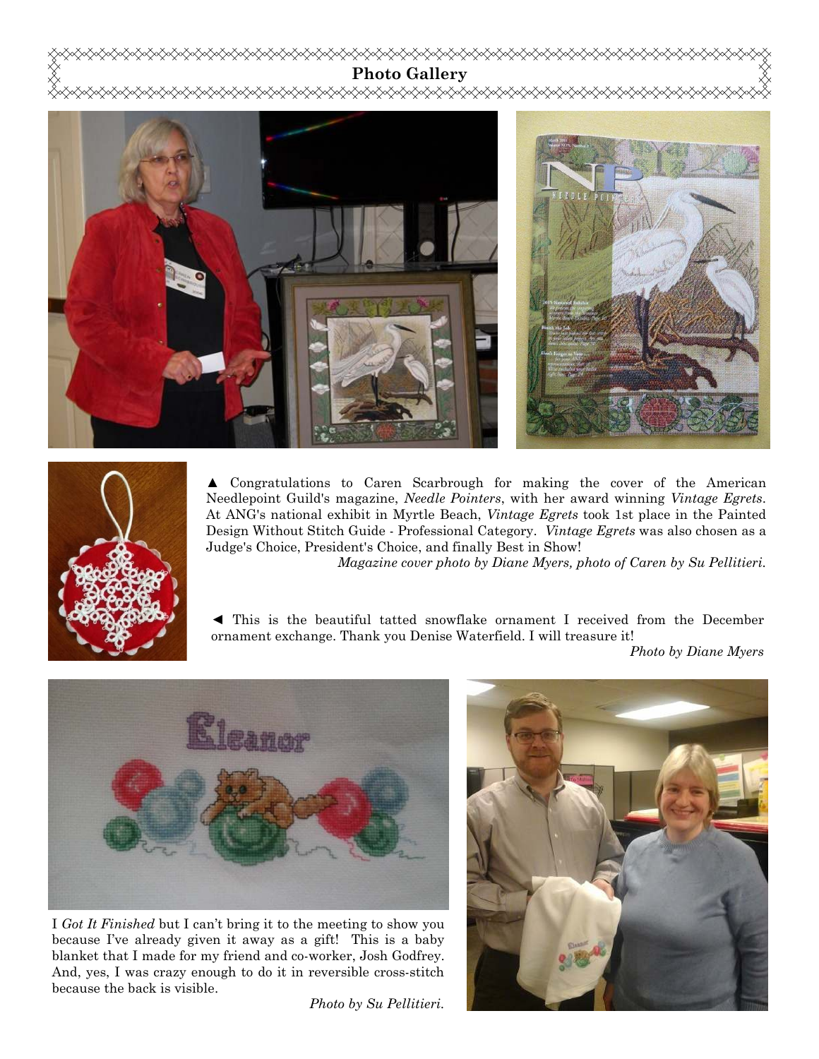## Photo Gallery

▲ Congratulations to Caren Scarbrough for making the cover of the American Needlepoint Guild's magazine, *Needle Pointers*, with her award winning *Vintage Egrets*. At ANG's national exhibit in Myrtle Beach, *Vintage Egrets* took 1st place in the Painted Design Without Stitch Guide - Professional Category. *Vintage Egrets* was also chosen as a Judge's Choice, President's Choice, and finally Best in Show!

*Magazine cover photo by Diane Myers, photo of Caren by Su Pellitieri.*

◄ This is the beautiful tatted snowflake ornament I received from the December ornament exchange. Thank you Denise Waterfield. I will treasure it!

*Photo by Diane Myers*

I *Got It Finished* but I can't bring it to the meeting to show you because I've already given it away as a gift! This is a baby blanket that I made for my friend and co-worker, Josh Godfrey. And, yes, I was crazy enough to do it in reversible cross-stitch because the back is visible.

*Photo by Su Pellitieri.*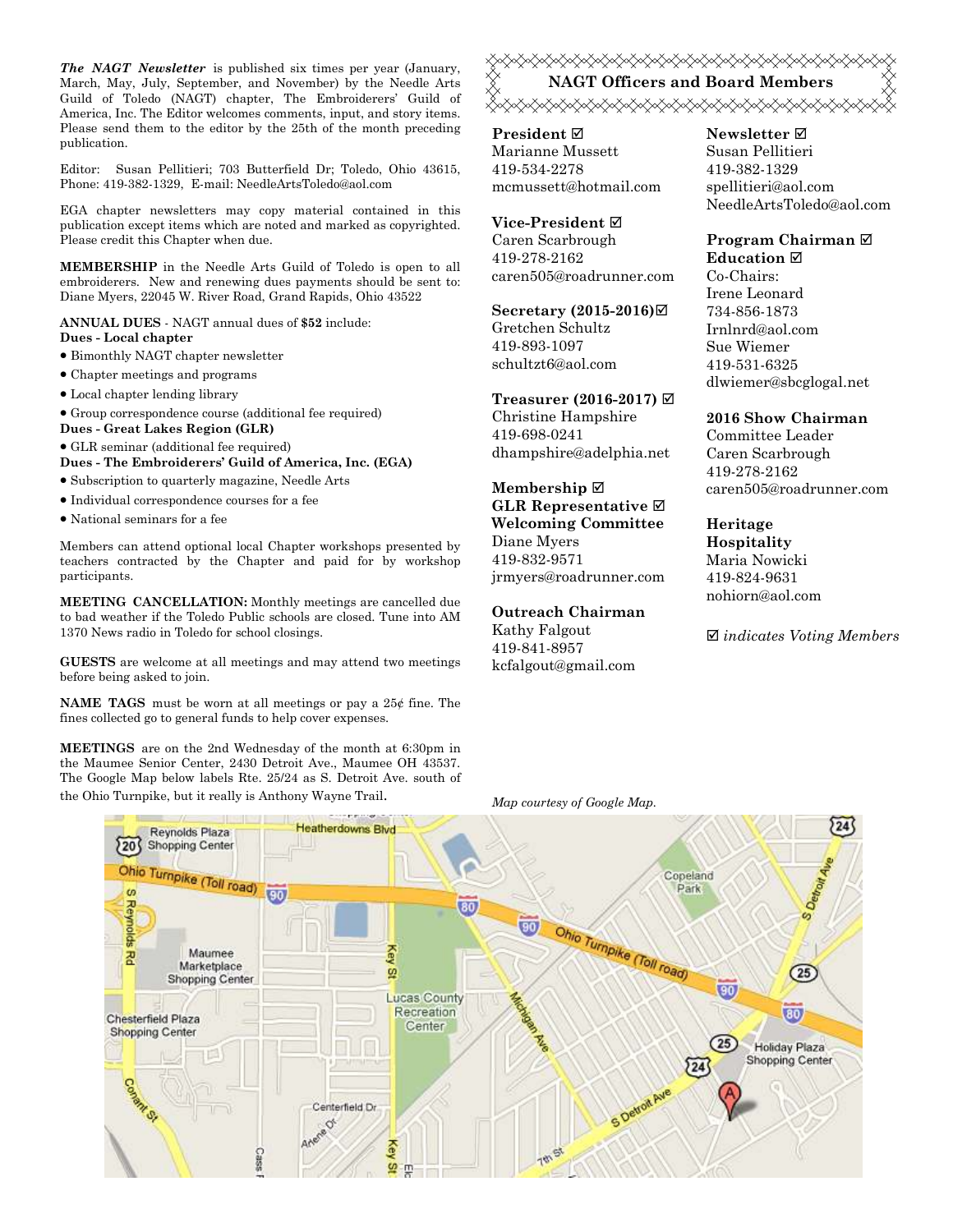***The NAGT Newsletter*** is published six times per year (January, March, May, July, September, and November) by the Needle Arts Guild of Toledo (NAGT) chapter, The Embroiderers' Guild of America, Inc. The Editor welcomes comments, input, and story items. Please send them to the editor by the 25th of the month preceding publication.

Editor: Susan Pellitieri; 703 Butterfield Dr; Toledo, Ohio 43615, Phone: 419-382-1329, E-mail: NeedleArtsToledo@aol.com

EGA chapter newsletters may copy material contained in this publication except items which are noted and marked as copyrighted. Please credit this Chapter when due.

**MEMBERSHIP** in the Needle Arts Guild of Toledo is open to all embroiderers. New and renewing dues payments should be sent to: Diane Myers, 22045 W. River Road, Grand Rapids, Ohio 43522

**ANNUAL DUES** - NAGT annual dues of **$52** include:

**Dues - Local chapter**

- Bimonthly NAGT chapter newsletter
- Chapter meetings and programs
- Local chapter lending library
- Group correspondence course (additional fee required)

**Dues - Great Lakes Region (GLR)**

- GLR seminar (additional fee required)

**Dues - The Embroiderers' Guild of America, Inc. (EGA)**

- Subscription to quarterly magazine, Needle Arts
- Individual correspondence courses for a fee
- National seminars for a fee

Members can attend optional local Chapter workshops presented by teachers contracted by the Chapter and paid for by workshop participants.

**MEETING CANCELLATION:** Monthly meetings are cancelled due to bad weather if the Toledo Public schools are closed. Tune into AM 1370 News radio in Toledo for school closings.

**GUESTS** are welcome at all meetings and may attend two meetings before being asked to join.

**NAME TAGS** must be worn at all meetings or pay a 25¢ fine. The fines collected go to general funds to help cover expenses.

**MEETINGS** are on the 2nd Wednesday of the month at 6:30pm in the Maumee Senior Center, 2430 Detroit Ave., Maumee OH 43537. The Google Map below labels Rte. 25/24 as S. Detroit Ave. south of the Ohio Turnpike, but it really is Anthony Wayne Trail.

## NAGT Officers and Board Members

**President ☑**
Marianne Mussett
419-534-2278
mcmussett@hotmail.com

**Vice-President ☑**
Caren Scarbrough
419-278-2162
caren505@roadrunner.com

**Secretary (2015-2016)☑**
Gretchen Schultz
419-893-1097
schultzt6@aol.com

**Treasurer (2016-2017) ☑**
Christine Hampshire
419-698-0241
dhampshire@adelphia.net

**Membership ☑**
**GLR Representative ☑**
**Welcoming Committee**
Diane Myers
419-832-9571
jrmyers@roadrunner.com

**Outreach Chairman**
Kathy Falgout
419-841-8957
kcfalgout@gmail.com

**Newsletter ☑**
Susan Pellitieri
419-382-1329
spellitieri@aol.com
NeedleArtsToledo@aol.com

**Program Chairman ☑**
**Education ☑**
Co-Chairs:
Irene Leonard
734-856-1873
Irnlnrd@aol.com
Sue Wiemer
419-531-6325
dlwiemer@sbcglogal.net

**2016 Show Chairman**
Committee Leader
Caren Scarbrough
419-278-2162
caren505@roadrunner.com

**Heritage**
**Hospitality**
Maria Nowicki
419-824-9631
nohiorn@aol.com

☑ *indicates Voting Members*

*Map courtesy of Google Map.*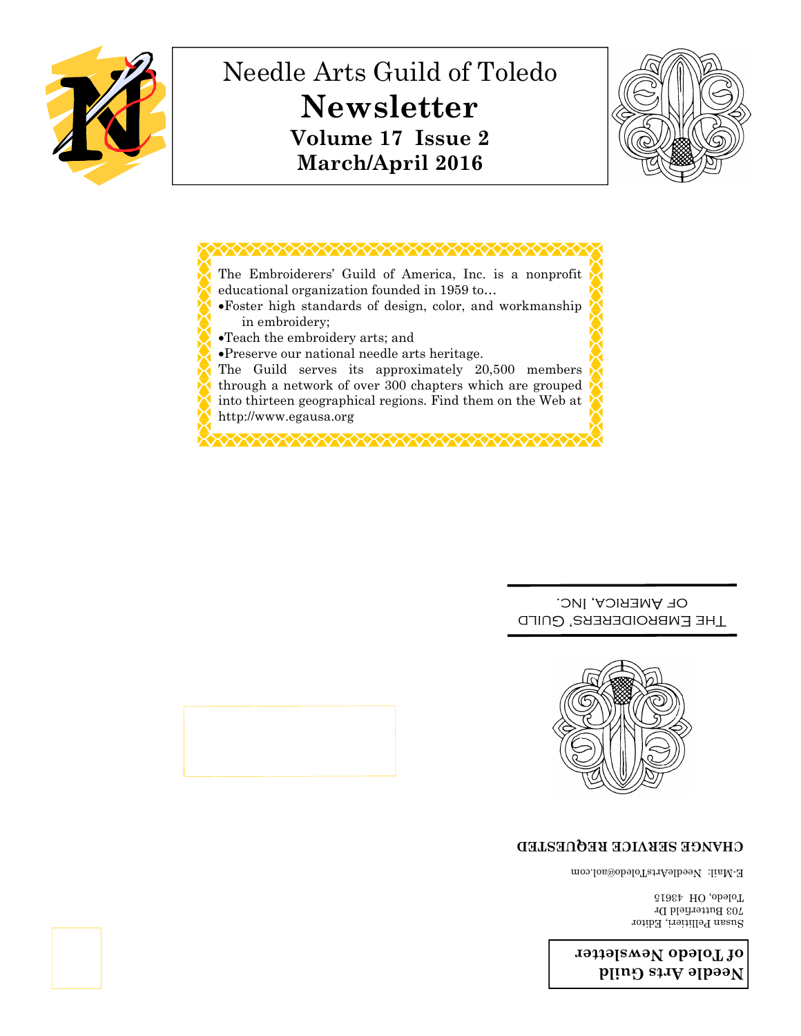# Needle Arts Guild of Toledo

## Newsletter

### Volume 17 Issue 2

### March/April 2016

The Embroiderers' Guild of America, Inc. is a nonprofit educational organization founded in 1959 to…

- Foster high standards of design, color, and workmanship in embroidery;
- Teach the embroidery arts; and
- Preserve our national needle arts heritage.

The Guild serves its approximately 20,500 members through a network of over 300 chapters which are grouped into thirteen geographical regions. Find them on the Web at http://www.egausa.org

THE EMBROIDERERS' GUILD OF AMERICA, INC.

**CHANGE SERVICE REQUESTED**

E-Mail: NeedleArtsToledo@aol.com

Susan Pellitieri, Editor
703 Butterfield Dr
Toledo, OH 43615

**Needle Arts Guild of Toledo Newsletter**